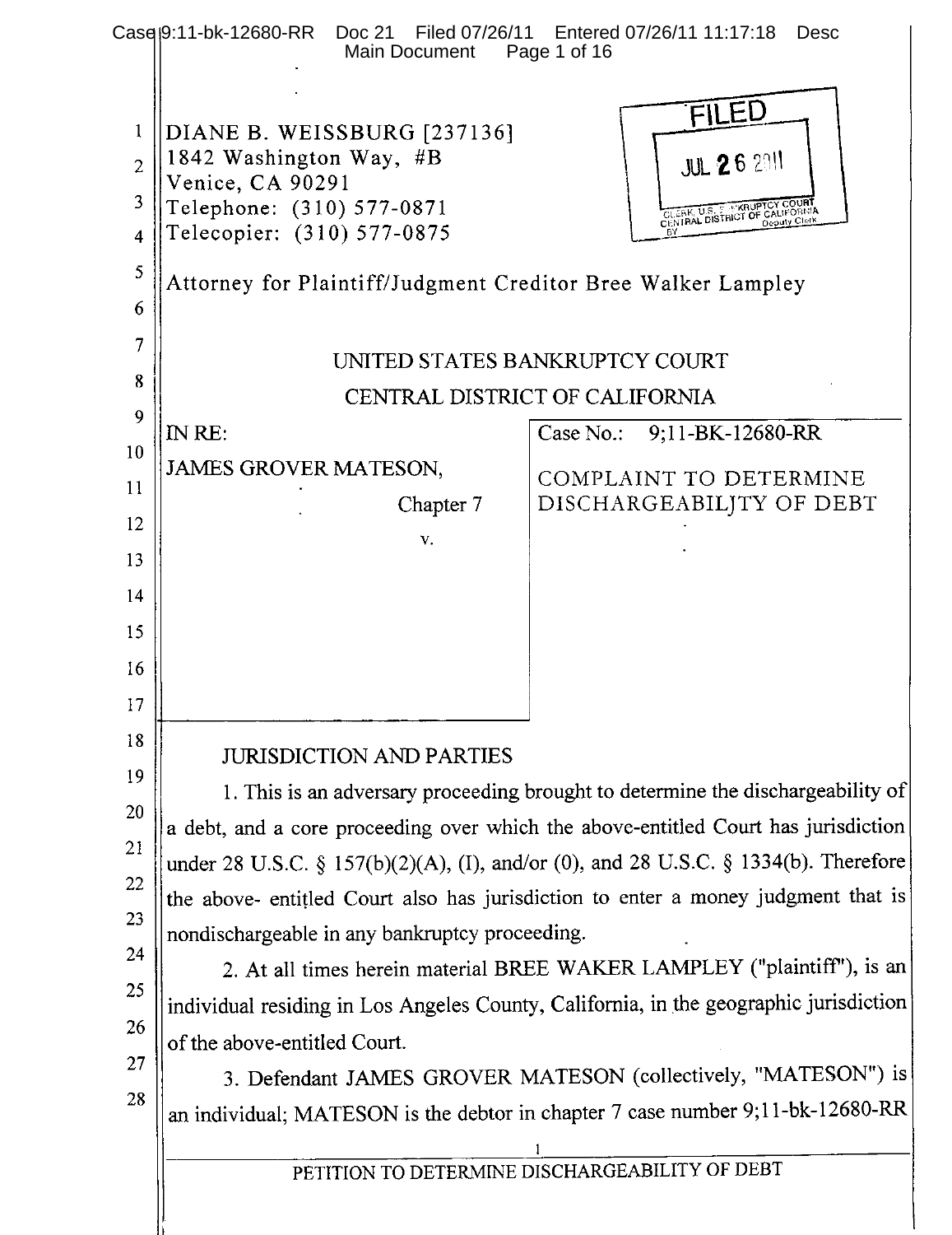DIANE B. WEISSBURG [237136]
1842 Washington Way, #B
Venice, CA 90291
Telephone: (310) 577-0871
Telecopier: (310) 577-0875

FILED
JUL 26 2011
CLERK, U.S. BANKRUPTCY COURT
CENTRAL DISTRICT OF CALIFORNIA
BY Deputy Clerk

Attorney for Plaintiff/Judgment Creditor Bree Walker Lampley

UNITED STATES BANKRUPTCY COURT
CENTRAL DISTRICT OF CALIFORNIA

| | |
|---|---|
| IN RE:<br>JAMES GROVER MATESON,<br>Chapter 7<br>v. | Case No.: 9;11-BK-12680-RR<br>COMPLAINT TO DETERMINE DISCHARGEABILJTY OF DEBT |

## JURISDICTION AND PARTIES

1. This is an adversary proceeding brought to determine the dischargeability of a debt, and a core proceeding over which the above-entitled Court has jurisdiction under 28 U.S.C. § 157(b)(2)(A), (I), and/or (0), and 28 U.S.C. § 1334(b). Therefore the above- entitled Court also has jurisdiction to enter a money judgment that is nondischargeable in any bankruptcy proceeding.

2. At all times herein material BREE WAKER LAMPLEY ("plaintiff"), is an individual residing in Los Angeles County, California, in the geographic jurisdiction of the above-entitled Court.

3. Defendant JAMES GROVER MATESON (collectively, "MATESON") is an individual; MATESON is the debtor in chapter 7 case number 9;11-bk-12680-RR

PETITION TO DETERMINE DISCHARGEABILITY OF DEBT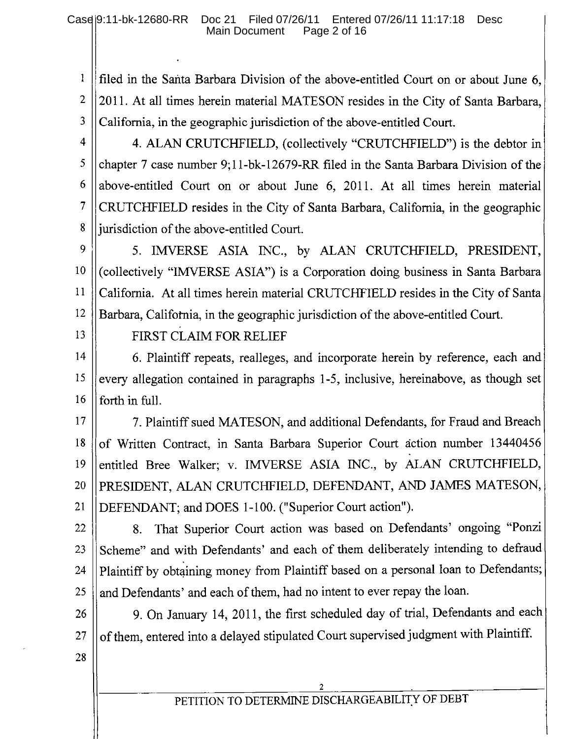filed in the Santa Barbara Division of the above-entitled Court on or about June 6, 2011. At all times herein material MATESON resides in the City of Santa Barbara, California, in the geographic jurisdiction of the above-entitled Court.

4. ALAN CRUTCHFIELD, (collectively "CRUTCHFIELD") is the debtor in chapter 7 case number 9;11-bk-12679-RR filed in the Santa Barbara Division of the above-entitled Court on or about June 6, 2011. At all times herein material CRUTCHFIELD resides in the City of Santa Barbara, California, in the geographic jurisdiction of the above-entitled Court.

5. IMVERSE ASIA INC., by ALAN CRUTCHFIELD, PRESIDENT, (collectively "IMVERSE ASIA") is a Corporation doing business in Santa Barbara California. At all times herein material CRUTCHFIELD resides in the City of Santa Barbara, California, in the geographic jurisdiction of the above-entitled Court.

FIRST CLAIM FOR RELIEF

6. Plaintiff repeats, realleges, and incorporate herein by reference, each and every allegation contained in paragraphs 1-5, inclusive, hereinabove, as though set forth in full.

7. Plaintiff sued MATESON, and additional Defendants, for Fraud and Breach of Written Contract, in Santa Barbara Superior Court action number 13440456 entitled Bree Walker; v. IMVERSE ASIA INC., by ALAN CRUTCHFIELD, PRESIDENT, ALAN CRUTCHFIELD, DEFENDANT, AND JAMES MATESON, DEFENDANT; and DOES 1-100. ("Superior Court action").

8. That Superior Court action was based on Defendants' ongoing "Ponzi Scheme" and with Defendants' and each of them deliberately intending to defraud Plaintiff by obtaining money from Plaintiff based on a personal loan to Defendants; and Defendants' and each of them, had no intent to ever repay the loan.

9. On January 14, 2011, the first scheduled day of trial, Defendants and each of them, entered into a delayed stipulated Court supervised judgment with Plaintiff.

PETITION TO DETERMINE DISCHARGEABILITY OF DEBT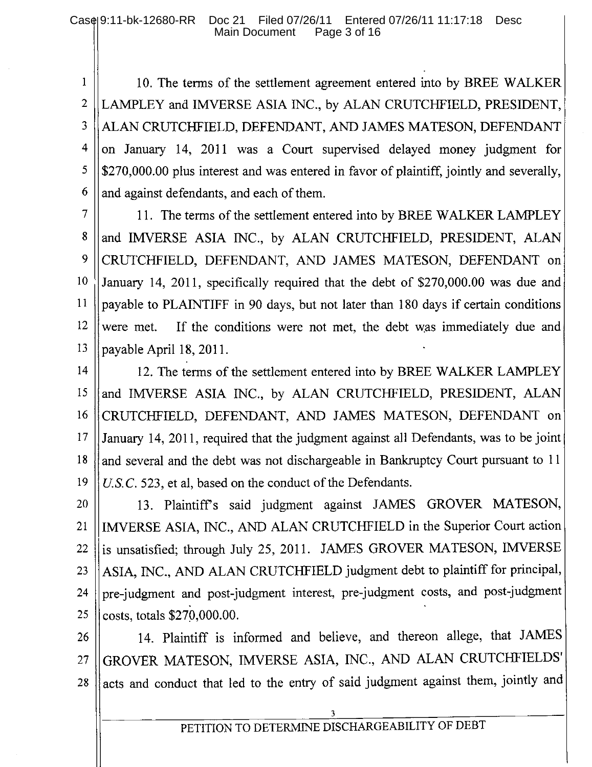10. The terms of the settlement agreement entered into by BREE WALKER LAMPLEY and IMVERSE ASIA INC., by ALAN CRUTCHFIELD, PRESIDENT, ALAN CRUTCHFIELD, DEFENDANT, AND JAMES MATESON, DEFENDANT on January 14, 2011 was a Court supervised delayed money judgment for $270,000.00 plus interest and was entered in favor of plaintiff, jointly and severally, and against defendants, and each of them.

11. The terms of the settlement entered into by BREE WALKER LAMPLEY and IMVERSE ASIA INC., by ALAN CRUTCHFIELD, PRESIDENT, ALAN CRUTCHFIELD, DEFENDANT, AND JAMES MATESON, DEFENDANT on January 14, 2011, specifically required that the debt of $270,000.00 was due and payable to PLAINTIFF in 90 days, but not later than 180 days if certain conditions were met. If the conditions were not met, the debt was immediately due and payable April 18, 2011.

12. The terms of the settlement entered into by BREE WALKER LAMPLEY and IMVERSE ASIA INC., by ALAN CRUTCHFIELD, PRESIDENT, ALAN CRUTCHFIELD, DEFENDANT, AND JAMES MATESON, DEFENDANT on January 14, 2011, required that the judgment against all Defendants, was to be joint and several and the debt was not dischargeable in Bankruptcy Court pursuant to 11 *U.S.C.* 523, et al, based on the conduct of the Defendants.

13. Plaintiff's said judgment against JAMES GROVER MATESON, IMVERSE ASIA, INC., AND ALAN CRUTCHFIELD in the Superior Court action is unsatisfied; through July 25, 2011. JAMES GROVER MATESON, IMVERSE ASIA, INC., AND ALAN CRUTCHFIELD judgment debt to plaintiff for principal, pre-judgment and post-judgment interest, pre-judgment costs, and post-judgment costs, totals $270,000.00.

14. Plaintiff is informed and believe, and thereon allege, that JAMES GROVER MATESON, IMVERSE ASIA, INC., AND ALAN CRUTCHFIELDS' acts and conduct that led to the entry of said judgment against them, jointly and

PETITION TO DETERMINE DISCHARGEABILITY OF DEBT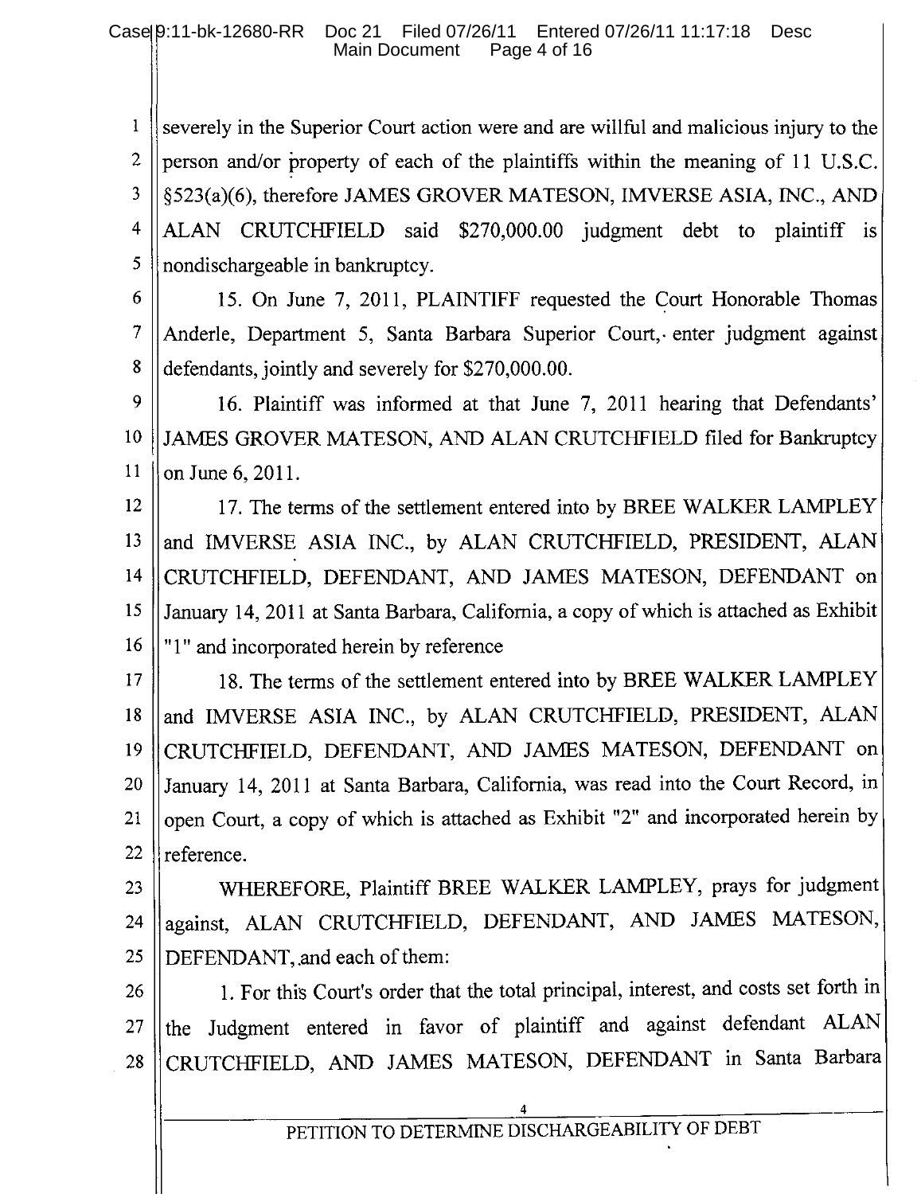severely in the Superior Court action were and are willful and malicious injury to the person and/or property of each of the plaintiffs within the meaning of 11 U.S.C. §523(a)(6), therefore JAMES GROVER MATESON, IMVERSE ASIA, INC., AND ALAN CRUTCHFIELD said $270,000.00 judgment debt to plaintiff is nondischargeable in bankruptcy.

15. On June 7, 2011, PLAINTIFF requested the Court Honorable Thomas Anderle, Department 5, Santa Barbara Superior Court,· enter judgment against defendants, jointly and severely for $270,000.00.

16. Plaintiff was informed at that June 7, 2011 hearing that Defendants' JAMES GROVER MATESON, AND ALAN CRUTCHFIELD filed for Bankruptcy on June 6, 2011.

17. The terms of the settlement entered into by BREE WALKER LAMPLEY and IMVERSE ASIA INC., by ALAN CRUTCHFIELD, PRESIDENT, ALAN CRUTCHFIELD, DEFENDANT, AND JAMES MATESON, DEFENDANT on January 14, 2011 at Santa Barbara, California, a copy of which is attached as Exhibit "1" and incorporated herein by reference

18. The terms of the settlement entered into by BREE WALKER LAMPLEY and IMVERSE ASIA INC., by ALAN CRUTCHFIELD, PRESIDENT, ALAN CRUTCHFIELD, DEFENDANT, AND JAMES MATESON, DEFENDANT on January 14, 2011 at Santa Barbara, California, was read into the Court Record, in open Court, a copy of which is attached as Exhibit "2" and incorporated herein by reference.

WHEREFORE, Plaintiff BREE WALKER LAMPLEY, prays for judgment against, ALAN CRUTCHFIELD, DEFENDANT, AND JAMES MATESON, DEFENDANT, and each of them:

1. For this Court's order that the total principal, interest, and costs set forth in the Judgment entered in favor of plaintiff and against defendant ALAN CRUTCHFIELD, AND JAMES MATESON, DEFENDANT in Santa Barbara

PETITION TO DETERMINE DISCHARGEABILITY OF DEBT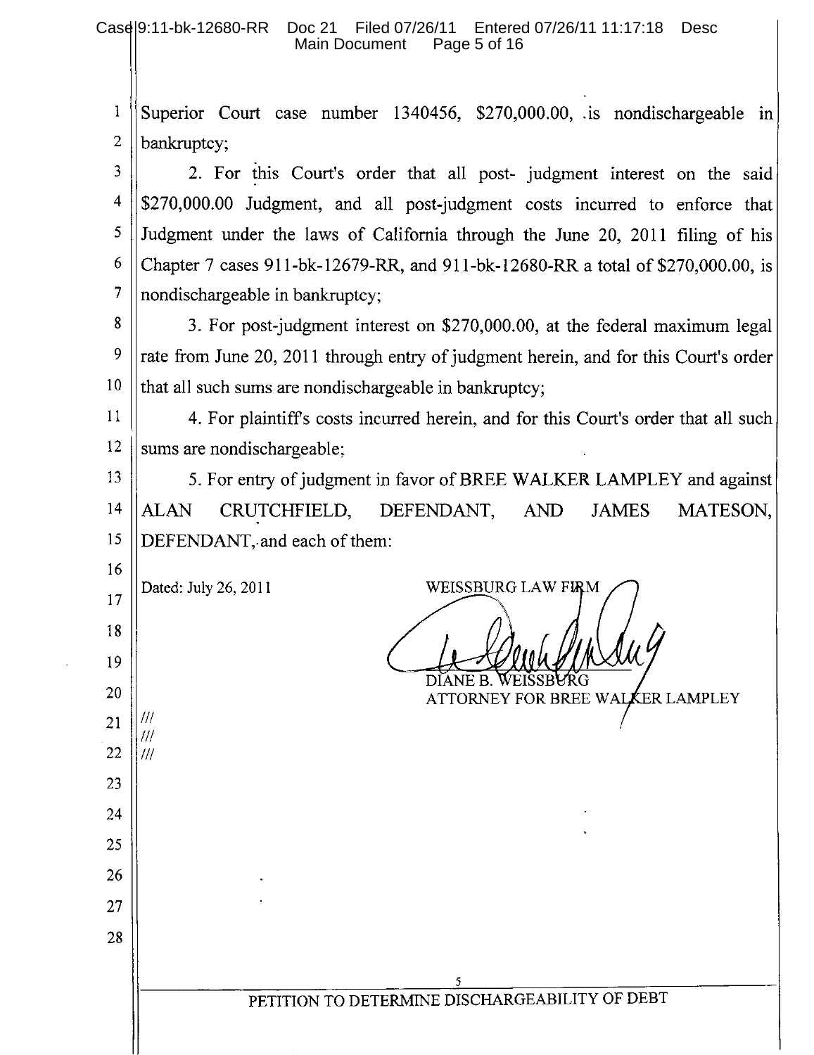Superior Court case number 1340456, $270,000.00, .is nondischargeable in bankruptcy;

2. For this Court's order that all post- judgment interest on the said $270,000.00 Judgment, and all post-judgment costs incurred to enforce that Judgment under the laws of California through the June 20, 2011 filing of his Chapter 7 cases 911-bk-12679-RR, and 911-bk-12680-RR a total of $270,000.00, is nondischargeable in bankruptcy;

3. For post-judgment interest on $270,000.00, at the federal maximum legal rate from June 20, 2011 through entry of judgment herein, and for this Court's order that all such sums are nondischargeable in bankruptcy;

4. For plaintiff's costs incurred herein, and for this Court's order that all such sums are nondischargeable;

5. For entry of judgment in favor of BREE WALKER LAMPLEY and against ALAN CRUTCHFIELD, DEFENDANT, AND JAMES MATESON, DEFENDANT, and each of them:

Dated: July 26, 2011

WEISSBURG LAW FIRM

DIANE B. WEISSBURG
ATTORNEY FOR BREE WALKER LAMPLEY

///
///
///

PETITION TO DETERMINE DISCHARGEABILITY OF DEBT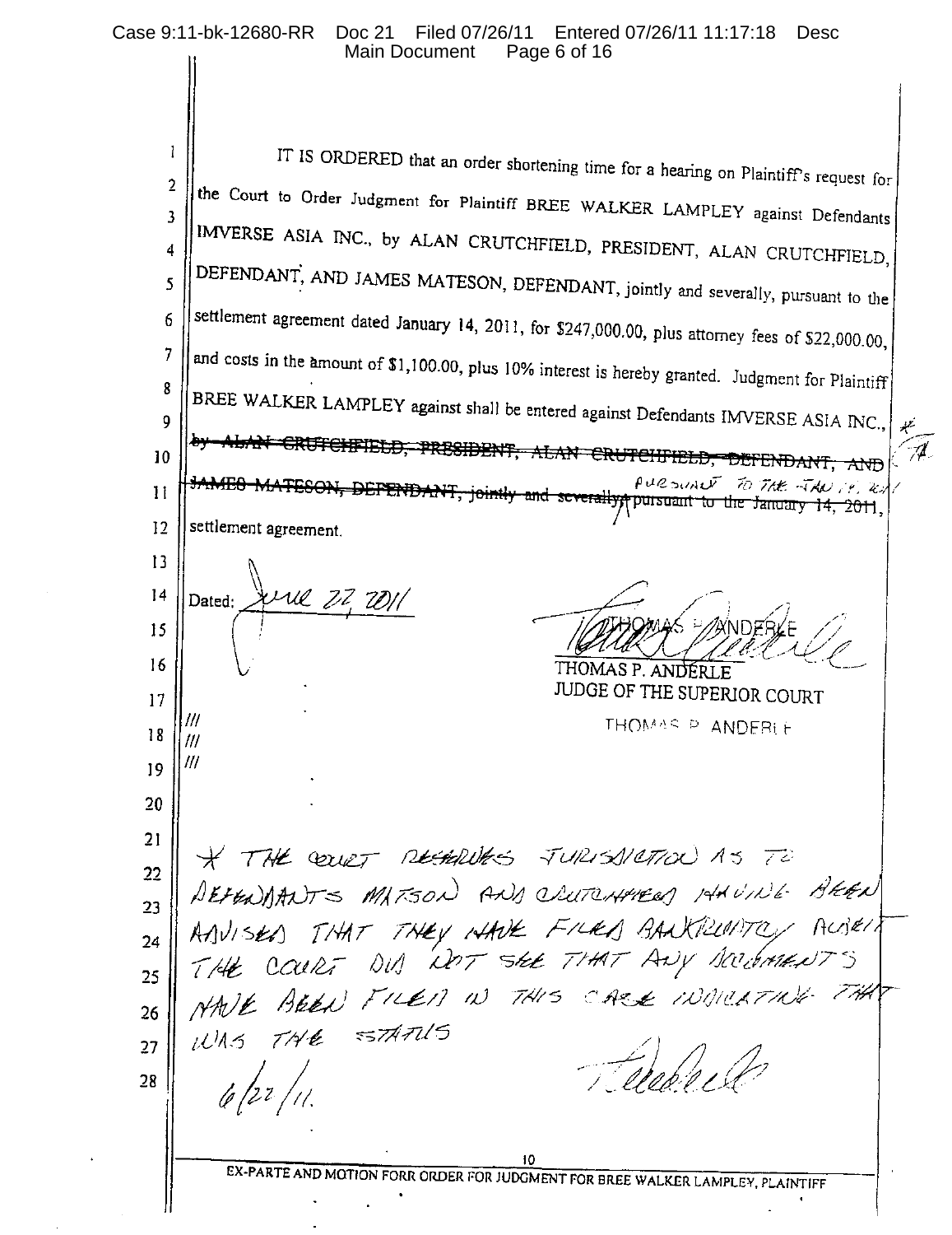IT IS ORDERED that an order shortening time for a hearing on Plaintiff's request for the Court to Order Judgment for Plaintiff BREE WALKER LAMPLEY against Defendants IMVERSE ASIA INC., by ALAN CRUTCHFIELD, PRESIDENT, ALAN CRUTCHFIELD, DEFENDANT, AND JAMES MATESON, DEFENDANT, jointly and severally, pursuant to the settlement agreement dated January 14, 2011, for $247,000.00, plus attorney fees of $22,000.00, and costs in the amount of $1,100.00, plus 10% interest is hereby granted. Judgment for Plaintiff BREE WALKER LAMPLEY against shall be entered against Defendants IMVERSE ASIA INC., ~~by ALAN CRUTCHFIELD, PRESIDENT, ALAN CRUTCHFIELD, DEFENDANT, AND JAMES MATESON, DEFENDANT, jointly and severally,~~ pursuant to the Jan 14, 2011 ~~pursuant to the January 14, 2011,~~ settlement agreement. * TA

Dated: June 22, 2011

THOMAS P. ANDERLE
JUDGE OF THE SUPERIOR COURT
THOMAS P. ANDERLE

///
///
///

* THE COURT RESERVES JURISDICTION AS TO DEFENDANTS MATSON AND CRUTCHFIELD HAVING BEEN ADVISED THAT THEY HAVE FILED BANKRUPTCY ALBEIT THE COURT DID NOT SEE THAT ANY DOCUMENTS HAVE BEEN FILED IN THIS CASE INDICATING THAT WAS THE STATUS

6/22/11.

EX-PARTE AND MOTION FORR ORDER FOR JUDGMENT FOR BREE WALKER LAMPLEY, PLAINTIFF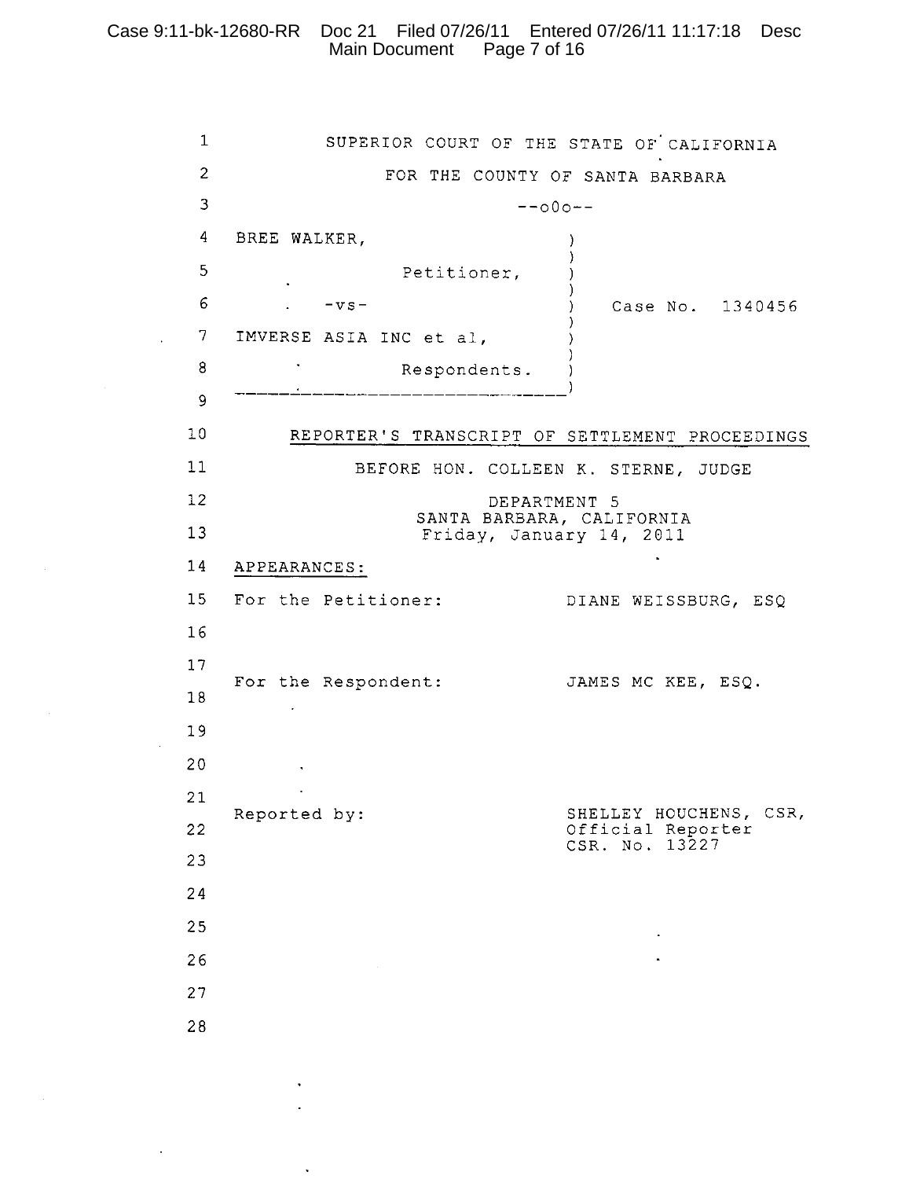SUPERIOR COURT OF THE STATE OF CALIFORNIA

FOR THE COUNTY OF SANTA BARBARA

--o0o--

BREE WALKER,

Petitioner,

-vs-

IMVERSE ASIA INC et al,

Respondents.

Case No. 1340456

REPORTER'S TRANSCRIPT OF SETTLEMENT PROCEEDINGS

BEFORE HON. COLLEEN K. STERNE, JUDGE

DEPARTMENT 5
SANTA BARBARA, CALIFORNIA
Friday, January 14, 2011

APPEARANCES:

For the Petitioner: DIANE WEISSBURG, ESQ

For the Respondent: JAMES MC KEE, ESQ.

Reported by: SHELLEY HOUCHENS, CSR,
Official Reporter
CSR. No. 13227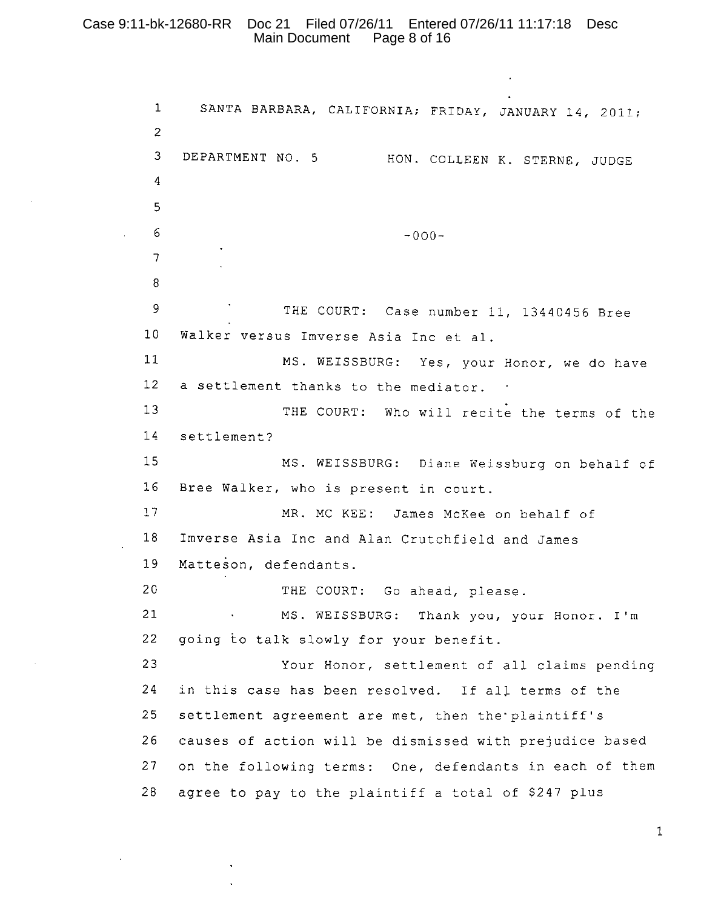SANTA BARBARA, CALIFORNIA; FRIDAY, JANUARY 14, 2011;

DEPARTMENT NO. 5 HON. COLLEEN K. STERNE, JUDGE

-000-

THE COURT: Case number 11, 13440456 Bree Walker versus Imverse Asia Inc et al.

MS. WEISSBURG: Yes, your Honor, we do have a settlement thanks to the mediator.

THE COURT: Who will recite the terms of the settlement?

MS. WEISSBURG: Diane Weissburg on behalf of Bree Walker, who is present in court.

MR. MC KEE: James McKee on behalf of Imverse Asia Inc and Alan Crutchfield and James Matteson, defendants.

THE COURT: Go ahead, please.

MS. WEISSBURG: Thank you, your Honor. I'm going to talk slowly for your benefit.

Your Honor, settlement of all claims pending in this case has been resolved. If all terms of the settlement agreement are met, then the plaintiff's causes of action will be dismissed with prejudice based on the following terms: One, defendants in each of them agree to pay to the plaintiff a total of $247 plus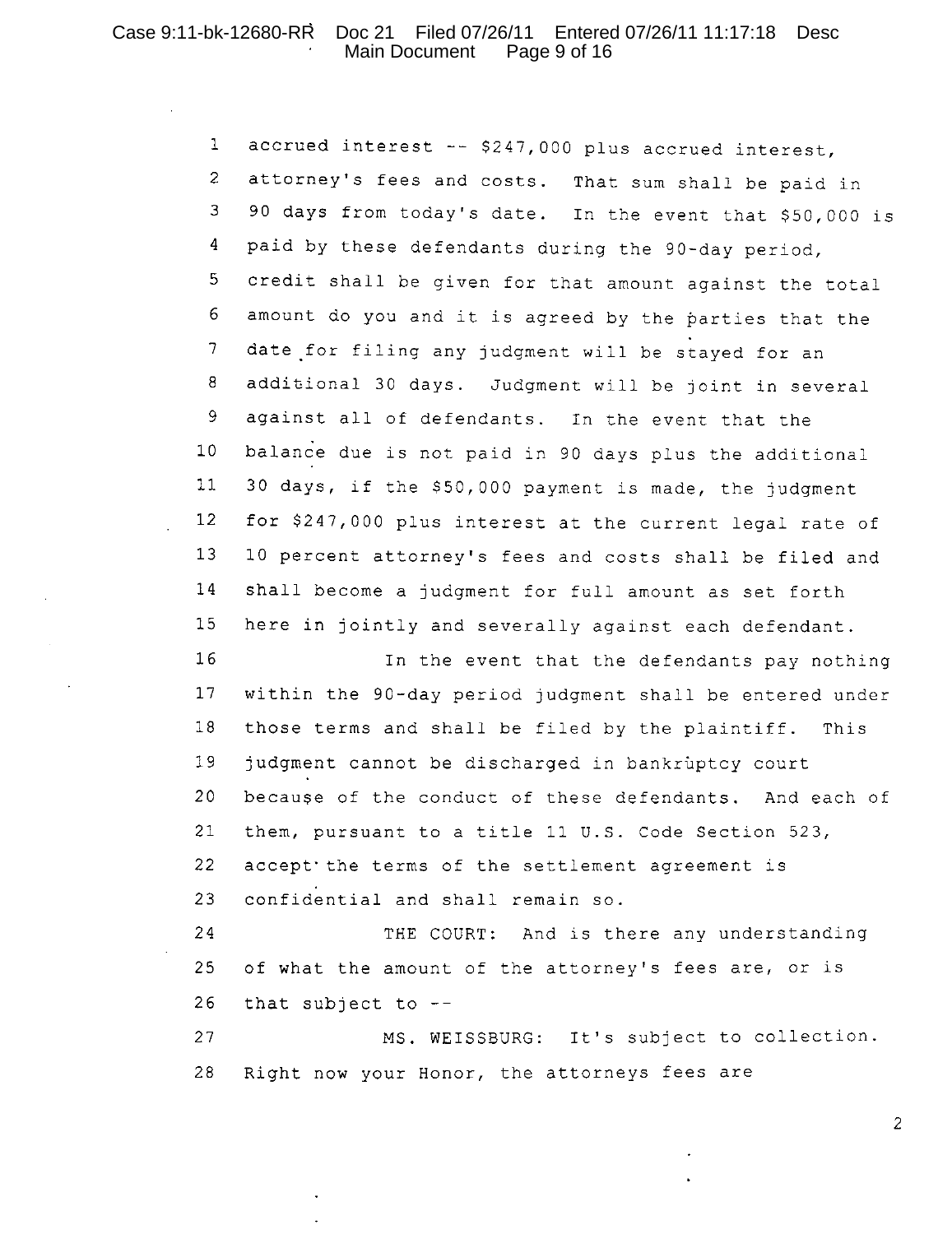1 accrued interest -- $247,000 plus accrued interest,
2 attorney's fees and costs. That sum shall be paid in
3 90 days from today's date. In the event that $50,000 is
4 paid by these defendants during the 90-day period,
5 credit shall be given for that amount against the total
6 amount do you and it is agreed by the parties that the
7 date for filing any judgment will be stayed for an
8 additional 30 days. Judgment will be joint in several
9 against all of defendants. In the event that the
10 balance due is not paid in 90 days plus the additional
11 30 days, if the $50,000 payment is made, the judgment
12 for $247,000 plus interest at the current legal rate of
13 10 percent attorney's fees and costs shall be filed and
14 shall become a judgment for full amount as set forth
15 here in jointly and severally against each defendant.
16 In the event that the defendants pay nothing
17 within the 90-day period judgment shall be entered under
18 those terms and shall be filed by the plaintiff. This
19 judgment cannot be discharged in bankruptcy court
20 because of the conduct of these defendants. And each of
21 them, pursuant to a title 11 U.S. Code Section 523,
22 accept the terms of the settlement agreement is
23 confidential and shall remain so.
24 THE COURT: And is there any understanding
25 of what the amount of the attorney's fees are, or is
26 that subject to --
27 MS. WEISSBURG: It's subject to collection.
28 Right now your Honor, the attorneys fees are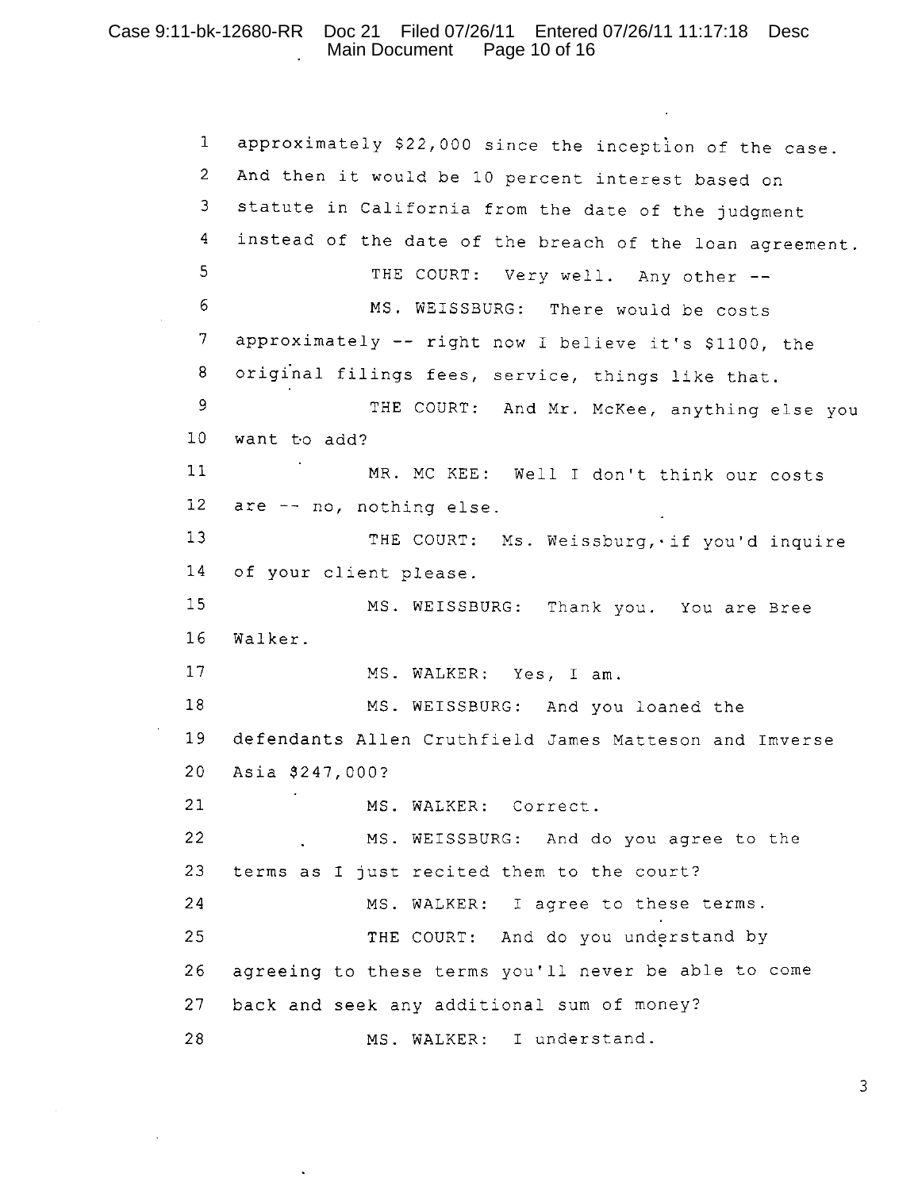1 approximately $22,000 since the inception of the case.
2 And then it would be 10 percent interest based on
3 statute in California from the date of the judgment
4 instead of the date of the breach of the loan agreement.
5 THE COURT: Very well. Any other --
6 MS. WEISSBURG: There would be costs
7 approximately -- right now I believe it's $1100, the
8 original filings fees, service, things like that.
9 THE COURT: And Mr. McKee, anything else you
10 want to add?
11 MR. MC KEE: Well I don't think our costs
12 are -- no, nothing else.
13 THE COURT: Ms. Weissburg, if you'd inquire
14 of your client please.
15 MS. WEISSBURG: Thank you. You are Bree
16 Walker.
17 MS. WALKER: Yes, I am.
18 MS. WEISSBURG: And you loaned the
19 defendants Allen Cruthfield James Matteson and Imverse
20 Asia $247,000?
21 MS. WALKER: Correct.
22 MS. WEISSBURG: And do you agree to the
23 terms as I just recited them to the court?
24 MS. WALKER: I agree to these terms.
25 THE COURT: And do you understand by
26 agreeing to these terms you'll never be able to come
27 back and seek any additional sum of money?
28 MS. WALKER: I understand.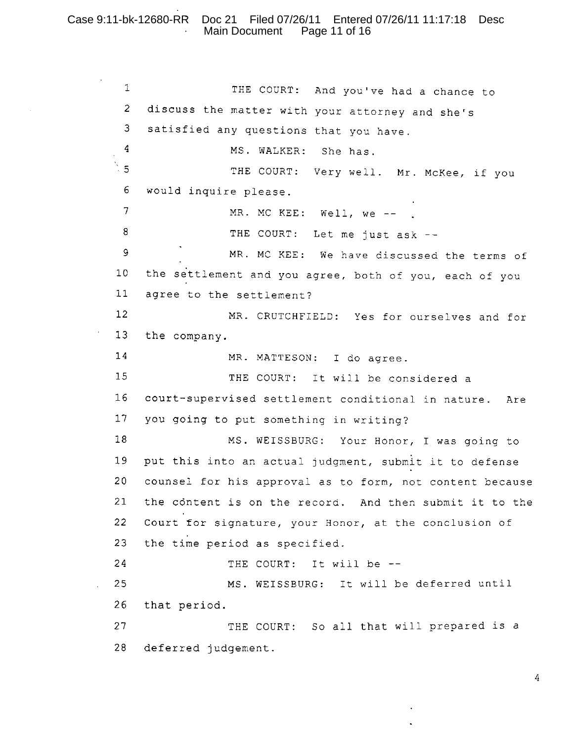1 THE COURT: And you've had a chance to
2 discuss the matter with your attorney and she's
3 satisfied any questions that you have.
4 MS. WALKER: She has.
5 THE COURT: Very well. Mr. McKee, if you
6 would inquire please.
7 MR. MC KEE: Well, we --
8 THE COURT: Let me just ask --
9 MR. MC KEE: We have discussed the terms of
10 the settlement and you agree, both of you, each of you
11 agree to the settlement?
12 MR. CRUTCHFIELD: Yes for ourselves and for
13 the company.
14 MR. MATTESON: I do agree.
15 THE COURT: It will be considered a
16 court-supervised settlement conditional in nature. Are
17 you going to put something in writing?
18 MS. WEISSBURG: Your Honor, I was going to
19 put this into an actual judgment, submit it to defense
20 counsel for his approval as to form, not content because
21 the content is on the record. And then submit it to the
22 Court for signature, your Honor, at the conclusion of
23 the time period as specified.
24 THE COURT: It will be --
25 MS. WEISSBURG: It will be deferred until
26 that period.
27 THE COURT: So all that will prepared is a
28 deferred judgement.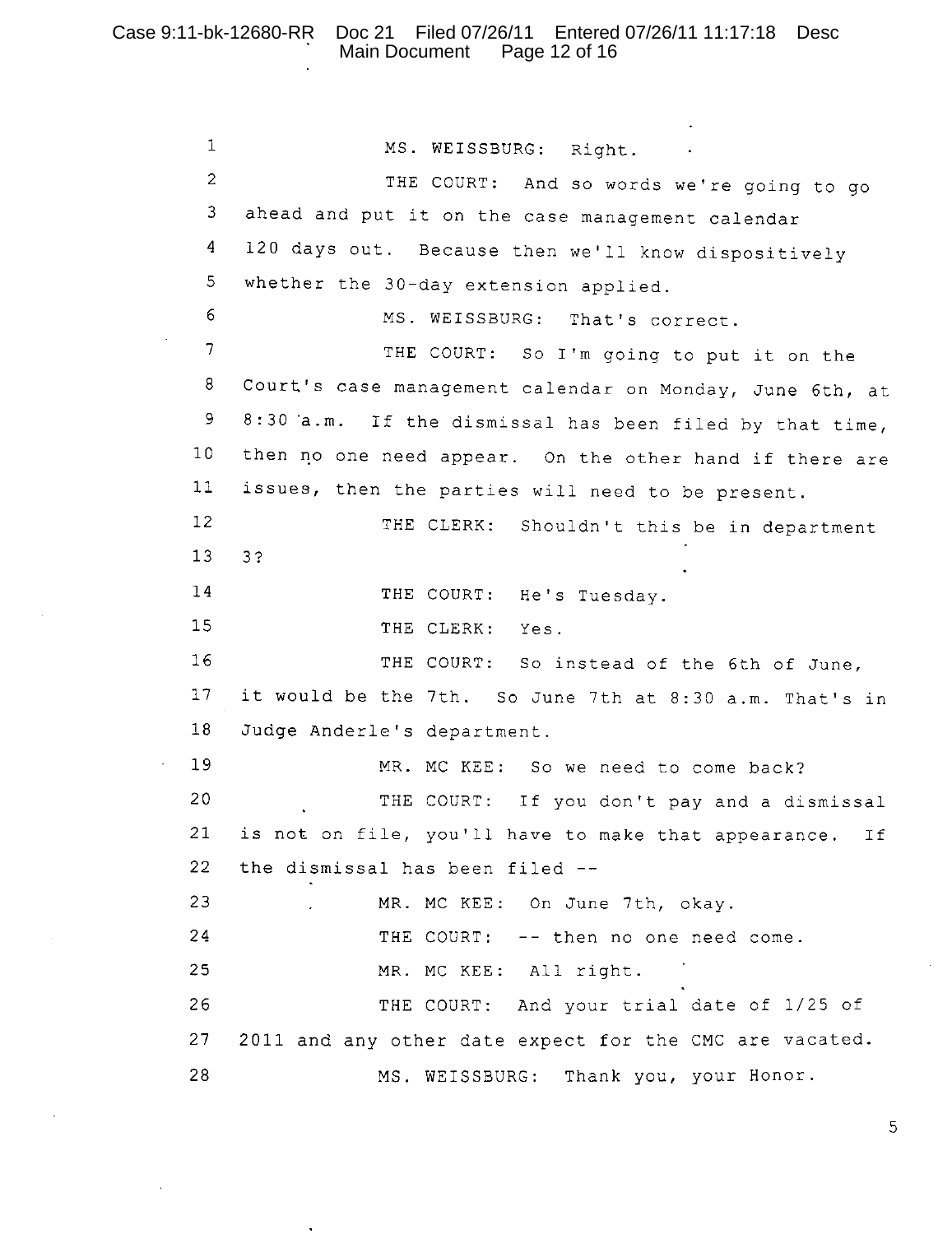1 MS. WEISSBURG: Right.

2 THE COURT: And so words we're going to go

3 ahead and put it on the case management calendar

4 120 days out. Because then we'll know dispositively

5 whether the 30-day extension applied.

6 MS. WEISSBURG: That's correct.

7 THE COURT: So I'm going to put it on the

8 Court's case management calendar on Monday, June 6th, at

9 8:30 a.m. If the dismissal has been filed by that time,

10 then no one need appear. On the other hand if there are

11 issues, then the parties will need to be present.

12 THE CLERK: Shouldn't this be in department

13 3?

14 THE COURT: He's Tuesday.

15 THE CLERK: Yes.

16 THE COURT: So instead of the 6th of June,

17 it would be the 7th. So June 7th at 8:30 a.m. That's in

18 Judge Anderle's department.

19 MR. MC KEE: So we need to come back?

20 THE COURT: If you don't pay and a dismissal

21 is not on file, you'll have to make that appearance. If

22 the dismissal has been filed --

23 MR. MC KEE: On June 7th, okay.

24 THE COURT: -- then no one need come.

25 MR. MC KEE: All right.

26 THE COURT: And your trial date of 1/25 of

27 2011 and any other date expect for the CMC are vacated.

28 MS. WEISSBURG: Thank you, your Honor.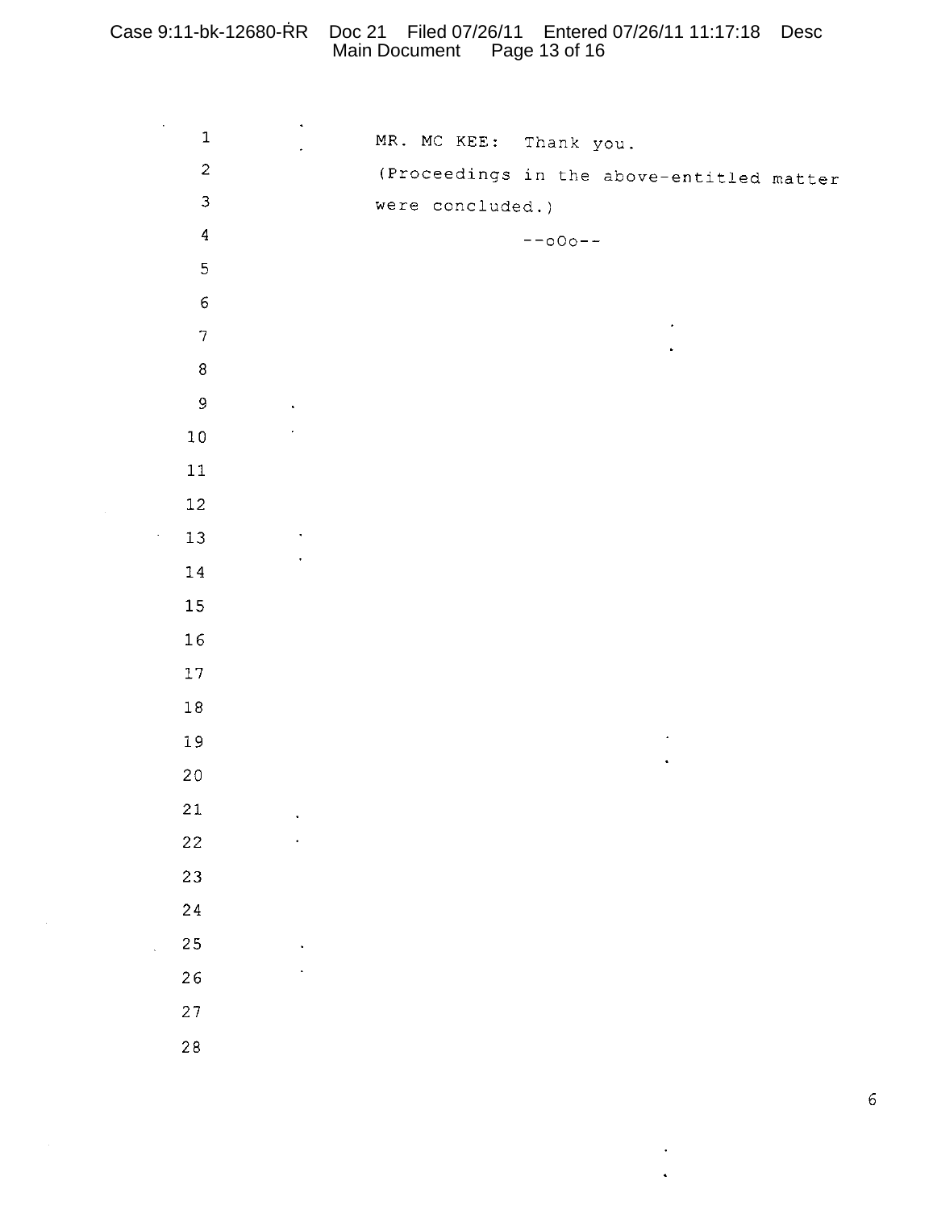MR. MC KEE: Thank you.

(Proceedings in the above-entitled matter were concluded.)

--oOo--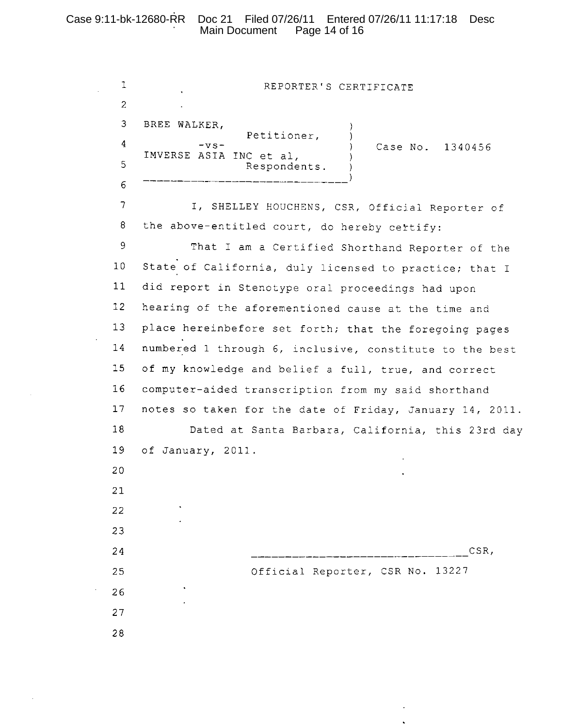# REPORTER'S CERTIFICATE

BREE WALKER,
Petitioner,
-vs-
IMVERSE ASIA INC et al,
Respondents.

Case No. 1340456

I, SHELLEY HOUCHENS, CSR, Official Reporter of the above-entitled court, do hereby certify:

That I am a Certified Shorthand Reporter of the State of California, duly licensed to practice; that I did report in Stenotype oral proceedings had upon hearing of the aforementioned cause at the time and place hereinbefore set forth; that the foregoing pages numbered 1 through 6, inclusive, constitute to the best of my knowledge and belief a full, true, and correct computer-aided transcription from my said shorthand notes so taken for the date of Friday, January 14, 2011.

Dated at Santa Barbara, California, this 23rd day of January, 2011.

_________________________________CSR,
Official Reporter, CSR No. 13227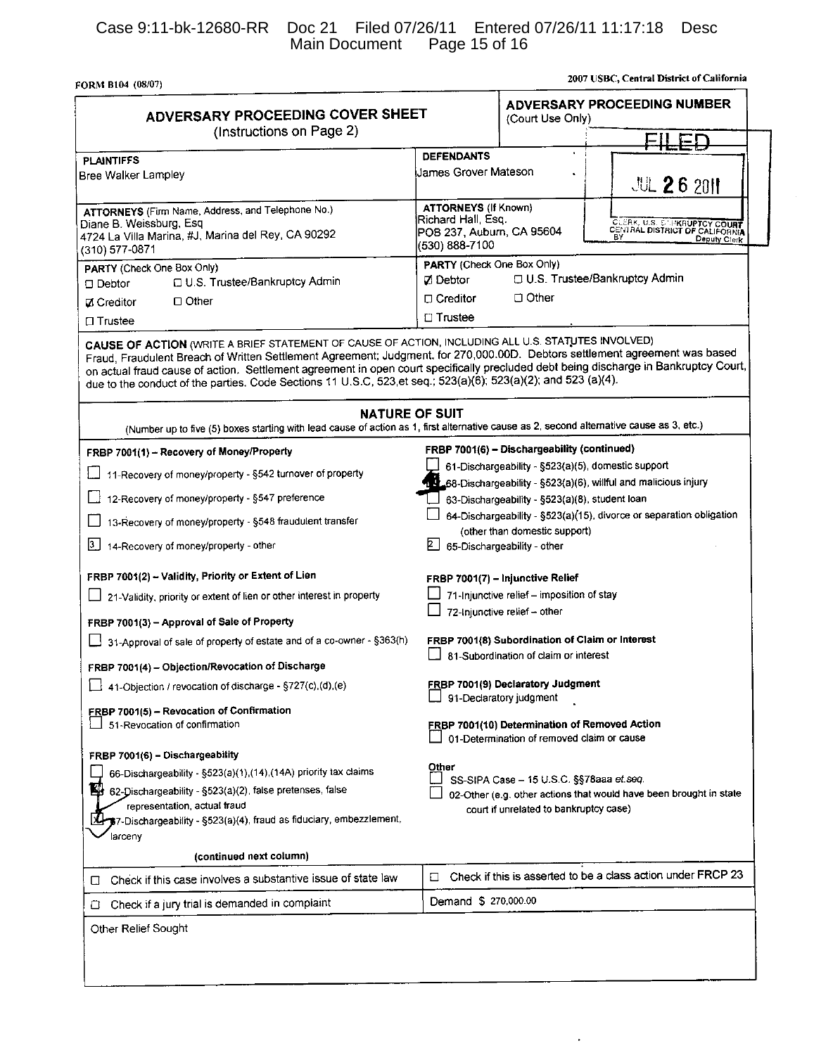FORM B104 (08/07)

2007 USBC, Central District of California

# ADVERSARY PROCEEDING COVER SHEET

(Instructions on Page 2)

**ADVERSARY PROCEEDING NUMBER** (Court Use Only)

FILED
JUL 26 2011
CLERK, U.S. BANKRUPTCY COURT
CENTRAL DISTRICT OF CALIFORNIA
BY Deputy Clerk

| **PLAINTIFFS** | **DEFENDANTS** |
|---|---|
| Bree Walker Lampley | James Grover Mateson |
| **ATTORNEYS** (Firm Name, Address, and Telephone No.) Diane B. Weissburg, Esq 4724 La Villa Marina, #J, Marina del Rey, CA 90292 (310) 577-0871 | **ATTORNEYS** (If Known) Richard Hall, Esq. POB 237, Auburn, CA 95604 (530) 888-7100 |
| **PARTY** (Check One Box Only) ☐ Debtor ☐ U.S. Trustee/Bankruptcy Admin ☑ Creditor ☐ Other ☐ Trustee | **PARTY** (Check One Box Only) ☑ Debtor ☐ U.S. Trustee/Bankruptcy Admin ☐ Creditor ☐ Other ☐ Trustee |

**CAUSE OF ACTION** (WRITE A BRIEF STATEMENT OF CAUSE OF ACTION, INCLUDING ALL U.S. STATUTES INVOLVED)
Fraud, Fraudulent Breach of Written Settlement Agreement; Judgment. for 270,000.00D. Debtors settlement agreement was based on actual fraud cause of action. Settlement agreement in open court specifically precluded debt being discharge in Bankruptcy Court, due to the conduct of the parties. Code Sections 11 U.S.C, 523,et seq.; 523(a)(6); 523(a)(2); and 523 (a)(4).

## NATURE OF SUIT

(Number up to five (5) boxes starting with lead cause of action as 1, first alternative cause as 2, second alternative cause as 3, etc.)

**FRBP 7001(1) – Recovery of Money/Property**
- ☐ 11-Recovery of money/property - §542 turnover of property
- ☐ 12-Recovery of money/property - §547 preference
- ☐ 13-Recovery of money/property - §548 fraudulent transfer
- [3] 14-Recovery of money/property - other

**FRBP 7001(2) – Validity, Priority or Extent of Lien**
- ☐ 21-Validity, priority or extent of lien or other interest in property

**FRBP 7001(3) – Approval of Sale of Property**
- ☐ 31-Approval of sale of property of estate and of a co-owner - §363(h)

**FRBP 7001(4) – Objection/Revocation of Discharge**
- ☐ 41-Objection / revocation of discharge - §727(c),(d),(e)

**FRBP 7001(5) – Revocation of Confirmation**
- ☐ 51-Revocation of confirmation

**FRBP 7001(6) – Dischargeability**
- ☐ 66-Dischargeability - §523(a)(1),(14),(14A) priority tax claims
- [☒] 62-Dischargeability - §523(a)(2), false pretenses, false representation, actual fraud
- [☒] 67-Dischargeability - §523(a)(4), fraud as fiduciary, embezzlement, larceny

(continued next column)

**FRBP 7001(6) – Dischargeability (continued)**
- ☐ 61-Dischargeability - §523(a)(5), domestic support
- [4] 68-Dischargeability - §523(a)(6), willful and malicious injury
- ☐ 63-Dischargeability - §523(a)(8), student loan
- ☐ 64-Dischargeability - §523(a)(15), divorce or separation obligation (other than domestic support)
- [2] 65-Dischargeability - other

**FRBP 7001(7) – Injunctive Relief**
- ☐ 71-Injunctive relief – imposition of stay
- ☐ 72-Injunctive relief – other

**FRBP 7001(8) Subordination of Claim or Interest**
- ☐ 81-Subordination of claim or interest

**FRBP 7001(9) Declaratory Judgment**
- ☐ 91-Declaratory judgment

**FRBP 7001(10) Determination of Removed Action**
- ☐ 01-Determination of removed claim or cause

**Other**
- ☐ SS-SIPA Case – 15 U.S.C. §§78aaa *et.seq.*
- ☐ 02-Other (e.g. other actions that would have been brought in state court if unrelated to bankruptcy case)

| | |
|---|---|
| ☐ Check if this case involves a substantive issue of state law | ☐ Check if this is asserted to be a class action under FRCP 23 |
| ☐ Check if a jury trial is demanded in complaint | Demand $ 270,000.00 |

Other Relief Sought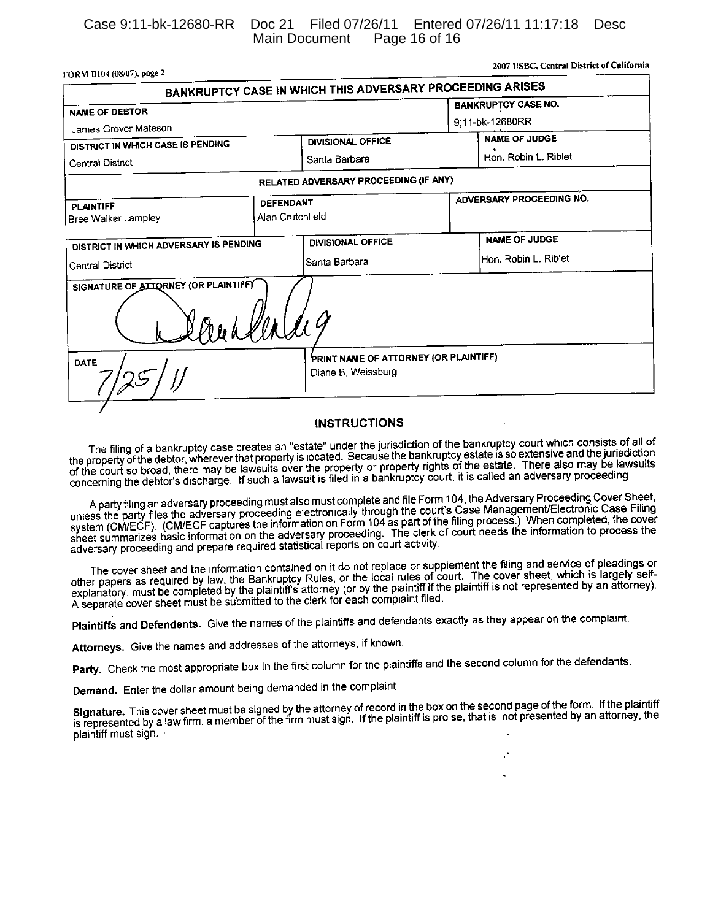FORM B104 (08/07), page 2

2007 USBC, Central District of California

| BANKRUPTCY CASE IN WHICH THIS ADVERSARY PROCEEDING ARISES | | |
|---|---|---|
| NAME OF DEBTOR<br>James Grover Mateson | | BANKRUPTCY CASE NO.<br>9;11-bk-12680RR |
| DISTRICT IN WHICH CASE IS PENDING<br>Central District | DIVISIONAL OFFICE<br>Santa Barbara | NAME OF JUDGE<br>Hon. Robin L. Riblet |

| RELATED ADVERSARY PROCEEDING (IF ANY) | | |
|---|---|---|
| PLAINTIFF<br>Bree Walker Lampley | DEFENDANT<br>Alan Crutchfield | ADVERSARY PROCEEDING NO. |
| DISTRICT IN WHICH ADVERSARY IS PENDING<br>Central District | DIVISIONAL OFFICE<br>Santa Barbara | NAME OF JUDGE<br>Hon. Robin L. Riblet |

| | |
|---|---|
| SIGNATURE OF ATTORNEY (OR PLAINTIFF)<br>[signature] | |
| DATE<br>7/25/11 | PRINT NAME OF ATTORNEY (OR PLAINTIFF)<br>Diane B, Weissburg |

## INSTRUCTIONS

The filing of a bankruptcy case creates an "estate" under the jurisdiction of the bankruptcy court which consists of all of the property of the debtor, wherever that property is located. Because the bankruptcy estate is so extensive and the jurisdiction of the court so broad, there may be lawsuits over the property or property rights of the estate. There also may be lawsuits concerning the debtor's discharge. If such a lawsuit is filed in a bankruptcy court, it is called an adversary proceeding.

A party filing an adversary proceeding must also must complete and file Form 104, the Adversary Proceeding Cover Sheet, unless the party files the adversary proceeding electronically through the court's Case Management/Electronic Case Filing system (CM/ECF). (CM/ECF captures the information on Form 104 as part of the filing process.) When completed, the cover sheet summarizes basic information on the adversary proceeding. The clerk of court needs the information to process the adversary proceeding and prepare required statistical reports on court activity.

The cover sheet and the information contained on it do not replace or supplement the filing and service of pleadings or other papers as required by law, the Bankruptcy Rules, or the local rules of court. The cover sheet, which is largely self-explanatory, must be completed by the plaintiff's attorney (or by the plaintiff if the plaintiff is not represented by an attorney). A separate cover sheet must be submitted to the clerk for each complaint filed.

**Plaintiffs** and **Defendents.** Give the names of the plaintiffs and defendants exactly as they appear on the complaint.

**Attorneys.** Give the names and addresses of the attorneys, if known.

**Party.** Check the most appropriate box in the first column for the plaintiffs and the second column for the defendants.

**Demand.** Enter the dollar amount being demanded in the complaint.

**Signature.** This cover sheet must be signed by the attorney of record in the box on the second page of the form. If the plaintiff is represented by a law firm, a member of the firm must sign. If the plaintiff is pro se, that is, not presented by an attorney, the plaintiff must sign.